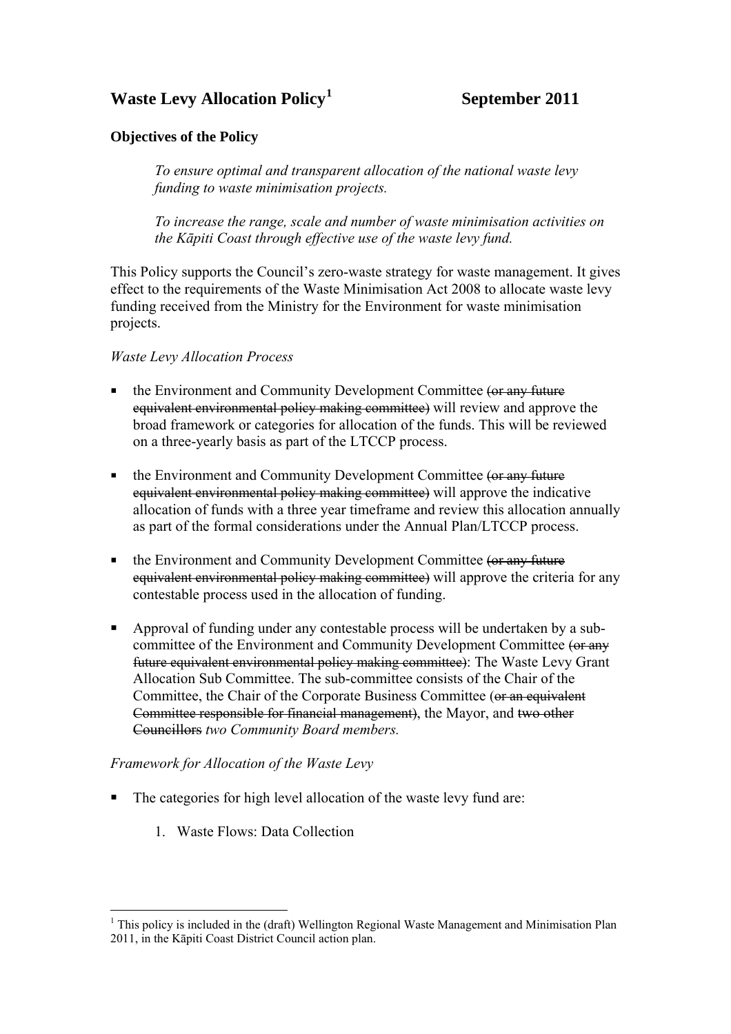# Waste Levy Allocation Policy[1] September 2011

**Objectives of the Policy**

> *To ensure optimal and transparent allocation of the national waste levy funding to waste minimisation projects.*
>
> *To increase the range, scale and number of waste minimisation activities on the Kāpiti Coast through effective use of the waste levy fund.*

This Policy supports the Council's zero-waste strategy for waste management. It gives effect to the requirements of the Waste Minimisation Act 2008 to allocate waste levy funding received from the Ministry for the Environment for waste minimisation projects.

*Waste Levy Allocation Process*

- the Environment and Community Development Committee ~~(or any future equivalent environmental policy making committee)~~ will review and approve the broad framework or categories for allocation of the funds. This will be reviewed on a three-yearly basis as part of the LTCCP process.
- the Environment and Community Development Committee ~~(or any future equivalent environmental policy making committee)~~ will approve the indicative allocation of funds with a three year timeframe and review this allocation annually as part of the formal considerations under the Annual Plan/LTCCP process.
- the Environment and Community Development Committee ~~(or any future equivalent environmental policy making committee)~~ will approve the criteria for any contestable process used in the allocation of funding.
- Approval of funding under any contestable process will be undertaken by a sub-committee of the Environment and Community Development Committee ~~(or any future equivalent environmental policy making committee)~~: The Waste Levy Grant Allocation Sub Committee. The sub-committee consists of the Chair of the Committee, the Chair of the Corporate Business Committee (~~or an equivalent Committee responsible for financial management~~), the Mayor, and ~~two other Councillors~~ *two Community Board members.*

*Framework for Allocation of the Waste Levy*

- The categories for high level allocation of the waste levy fund are:
    1. Waste Flows: Data Collection

[1] This policy is included in the (draft) Wellington Regional Waste Management and Minimisation Plan 2011, in the Kāpiti Coast District Council action plan.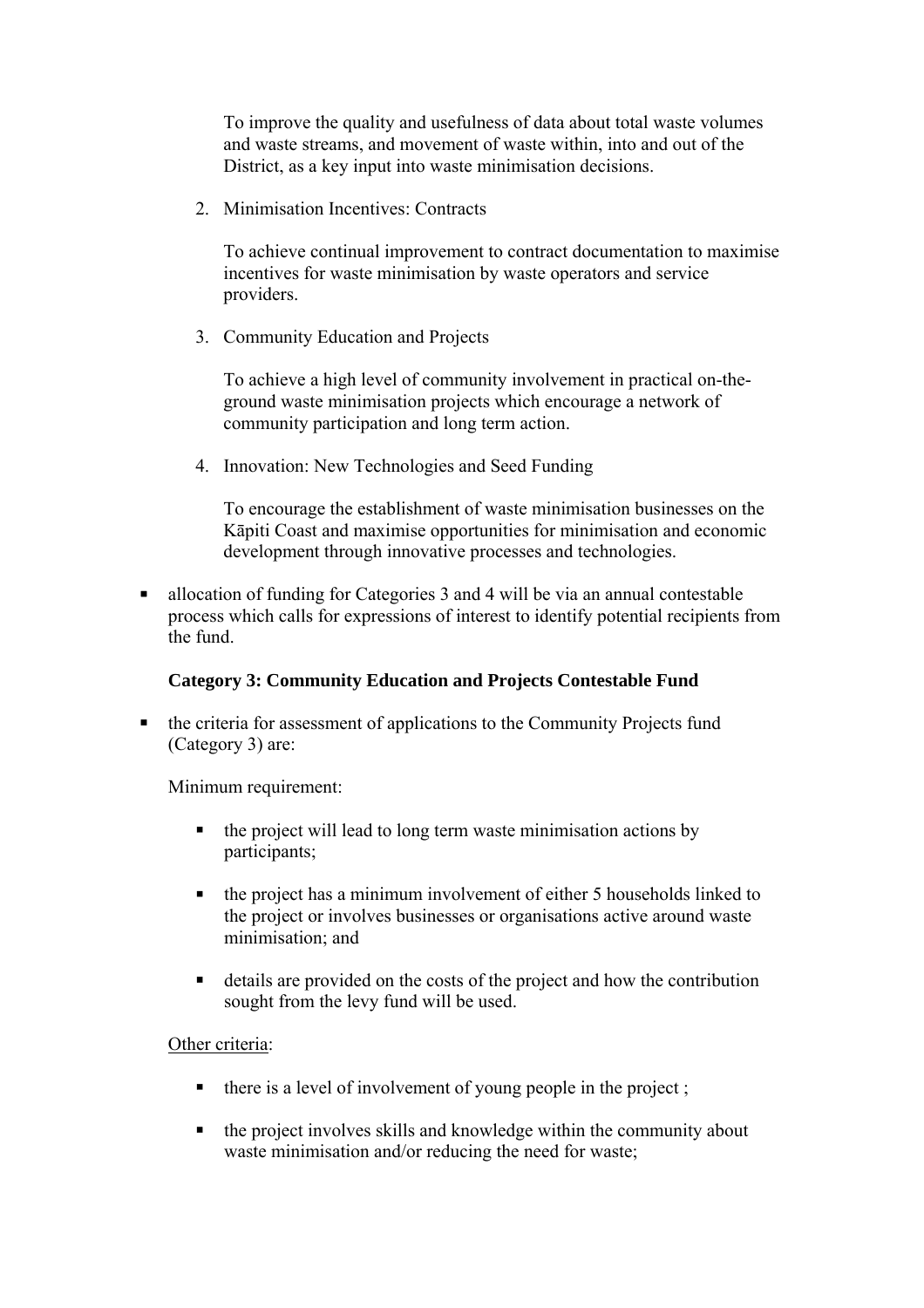To improve the quality and usefulness of data about total waste volumes and waste streams, and movement of waste within, into and out of the District, as a key input into waste minimisation decisions.

2. Minimisation Incentives: Contracts

   To achieve continual improvement to contract documentation to maximise incentives for waste minimisation by waste operators and service providers.

3. Community Education and Projects

   To achieve a high level of community involvement in practical on-the-ground waste minimisation projects which encourage a network of community participation and long term action.

4. Innovation: New Technologies and Seed Funding

   To encourage the establishment of waste minimisation businesses on the Kāpiti Coast and maximise opportunities for minimisation and economic development through innovative processes and technologies.

- allocation of funding for Categories 3 and 4 will be via an annual contestable process which calls for expressions of interest to identify potential recipients from the fund.

**Category 3: Community Education and Projects Contestable Fund**

- the criteria for assessment of applications to the Community Projects fund (Category 3) are:

  Minimum requirement:

  - the project will lead to long term waste minimisation actions by participants;
  - the project has a minimum involvement of either 5 households linked to the project or involves businesses or organisations active around waste minimisation; and
  - details are provided on the costs of the project and how the contribution sought from the levy fund will be used.

  Other criteria:

  - there is a level of involvement of young people in the project ;
  - the project involves skills and knowledge within the community about waste minimisation and/or reducing the need for waste;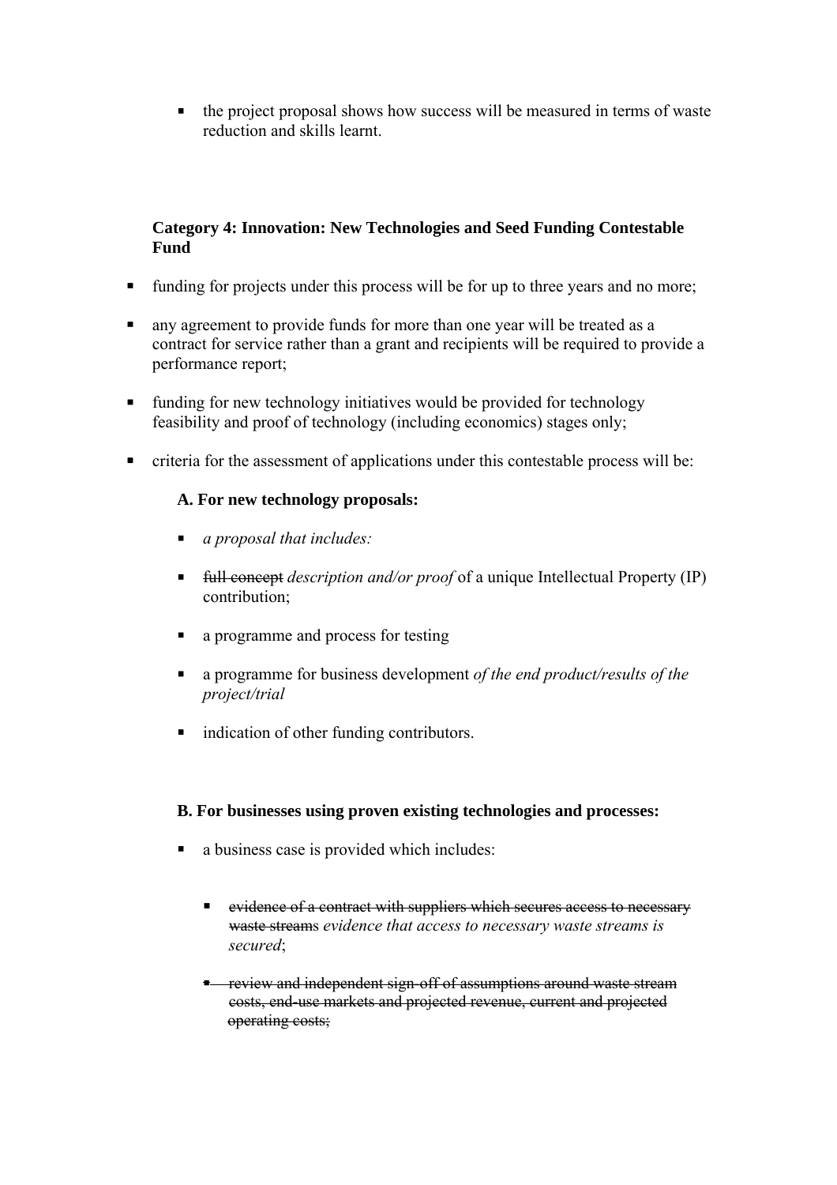- the project proposal shows how success will be measured in terms of waste reduction and skills learnt.

**Category 4: Innovation: New Technologies and Seed Funding Contestable Fund**

- funding for projects under this process will be for up to three years and no more;
- any agreement to provide funds for more than one year will be treated as a contract for service rather than a grant and recipients will be required to provide a performance report;
- funding for new technology initiatives would be provided for technology feasibility and proof of technology (including economics) stages only;
- criteria for the assessment of applications under this contestable process will be:

**A. For new technology proposals:**

- *a proposal that includes:*
- ~~full concept~~ *description and/or proof* of a unique Intellectual Property (IP) contribution;
- a programme and process for testing
- a programme for business development *of the end product/results of the project/trial*
- indication of other funding contributors.

**B. For businesses using proven existing technologies and processes:**

- a business case is provided which includes:
  - ~~evidence of a contract with suppliers which secures access to necessary waste streams~~ *evidence that access to necessary waste streams is secured*;
  - ~~review and independent sign-off of assumptions around waste stream costs, end-use markets and projected revenue, current and projected operating costs;~~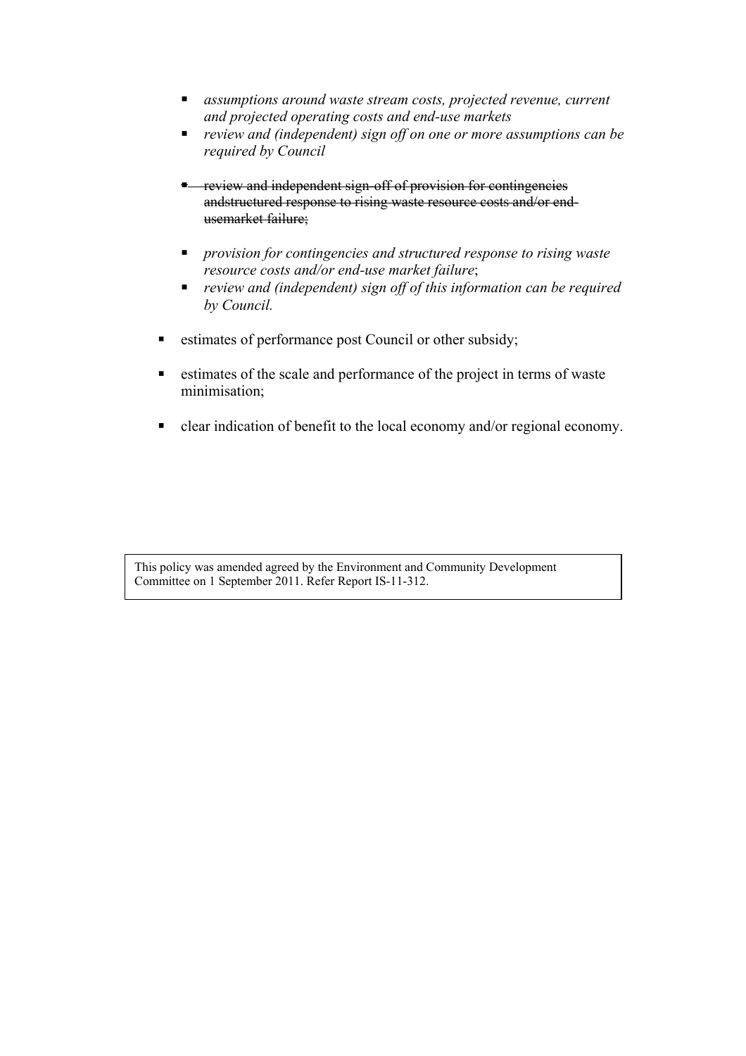- *assumptions around waste stream costs, projected revenue, current and projected operating costs and end-use markets*
   - *review and (independent) sign off on one or more assumptions can be required by Council*

   - ~~review and independent sign-off of provision for contingencies andstructured response to rising waste resource costs and/or end-usemarket failure;~~

   - *provision for contingencies and structured response to rising waste resource costs and/or end-use market failure*;
   - *review and (independent) sign off of this information can be required by Council.*

- estimates of performance post Council or other subsidy;

- estimates of the scale and performance of the project in terms of waste minimisation;

- clear indication of benefit to the local economy and/or regional economy.

This policy was amended agreed by the Environment and Community Development Committee on 1 September 2011. Refer Report IS-11-312.